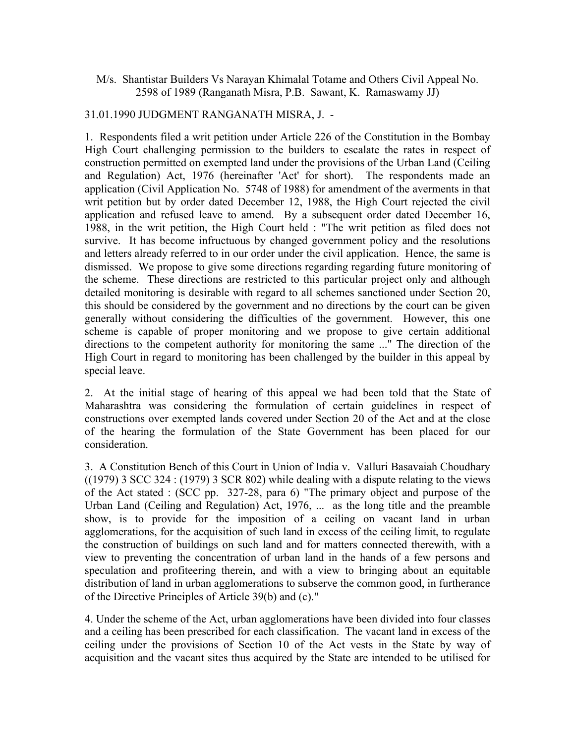M/s. Shantistar Builders Vs Narayan Khimalal Totame and Others Civil Appeal No. 2598 of 1989 (Ranganath Misra, P.B. Sawant, K. Ramaswamy JJ)

31.01.1990 JUDGMENT RANGANATH MISRA, J. -

1. Respondents filed a writ petition under Article 226 of the Constitution in the Bombay High Court challenging permission to the builders to escalate the rates in respect of construction permitted on exempted land under the provisions of the Urban Land (Ceiling and Regulation) Act, 1976 (hereinafter 'Act' for short). The respondents made an application (Civil Application No. 5748 of 1988) for amendment of the averments in that writ petition but by order dated December 12, 1988, the High Court rejected the civil application and refused leave to amend. By a subsequent order dated December 16, 1988, in the writ petition, the High Court held : "The writ petition as filed does not survive. It has become infructuous by changed government policy and the resolutions and letters already referred to in our order under the civil application. Hence, the same is dismissed. We propose to give some directions regarding regarding future monitoring of the scheme. These directions are restricted to this particular project only and although detailed monitoring is desirable with regard to all schemes sanctioned under Section 20, this should be considered by the government and no directions by the court can be given generally without considering the difficulties of the government. However, this one scheme is capable of proper monitoring and we propose to give certain additional directions to the competent authority for monitoring the same ..." The direction of the High Court in regard to monitoring has been challenged by the builder in this appeal by special leave.

2. At the initial stage of hearing of this appeal we had been told that the State of Maharashtra was considering the formulation of certain guidelines in respect of constructions over exempted lands covered under Section 20 of the Act and at the close of the hearing the formulation of the State Government has been placed for our consideration.

3. A Constitution Bench of this Court in Union of India v. Valluri Basavaiah Choudhary ((1979) 3 SCC 324 : (1979) 3 SCR 802) while dealing with a dispute relating to the views of the Act stated : (SCC pp. 327-28, para 6) "The primary object and purpose of the Urban Land (Ceiling and Regulation) Act, 1976, ... as the long title and the preamble show, is to provide for the imposition of a ceiling on vacant land in urban agglomerations, for the acquisition of such land in excess of the ceiling limit, to regulate the construction of buildings on such land and for matters connected therewith, with a view to preventing the concentration of urban land in the hands of a few persons and speculation and profiteering therein, and with a view to bringing about an equitable distribution of land in urban agglomerations to subserve the common good, in furtherance of the Directive Principles of Article 39(b) and (c)."

4. Under the scheme of the Act, urban agglomerations have been divided into four classes and a ceiling has been prescribed for each classification. The vacant land in excess of the ceiling under the provisions of Section 10 of the Act vests in the State by way of acquisition and the vacant sites thus acquired by the State are intended to be utilised for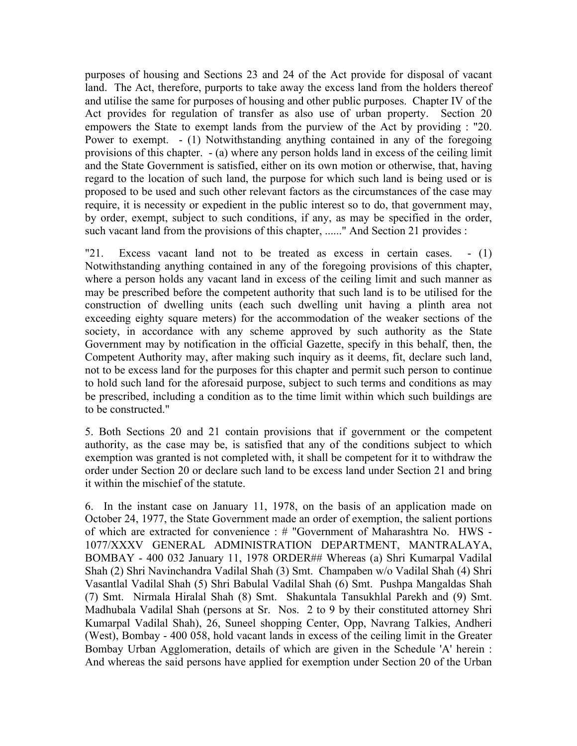purposes of housing and Sections 23 and 24 of the Act provide for disposal of vacant land. The Act, therefore, purports to take away the excess land from the holders thereof and utilise the same for purposes of housing and other public purposes. Chapter IV of the Act provides for regulation of transfer as also use of urban property. Section 20 empowers the State to exempt lands from the purview of the Act by providing : "20. Power to exempt. - (1) Notwithstanding anything contained in any of the foregoing provisions of this chapter. - (a) where any person holds land in excess of the ceiling limit and the State Government is satisfied, either on its own motion or otherwise, that, having regard to the location of such land, the purpose for which such land is being used or is proposed to be used and such other relevant factors as the circumstances of the case may require, it is necessity or expedient in the public interest so to do, that government may, by order, exempt, subject to such conditions, if any, as may be specified in the order, such vacant land from the provisions of this chapter, ......" And Section 21 provides :

"21. Excess vacant land not to be treated as excess in certain cases. - (1) Notwithstanding anything contained in any of the foregoing provisions of this chapter, where a person holds any vacant land in excess of the ceiling limit and such manner as may be prescribed before the competent authority that such land is to be utilised for the construction of dwelling units (each such dwelling unit having a plinth area not exceeding eighty square meters) for the accommodation of the weaker sections of the society, in accordance with any scheme approved by such authority as the State Government may by notification in the official Gazette, specify in this behalf, then, the Competent Authority may, after making such inquiry as it deems, fit, declare such land, not to be excess land for the purposes for this chapter and permit such person to continue to hold such land for the aforesaid purpose, subject to such terms and conditions as may be prescribed, including a condition as to the time limit within which such buildings are to be constructed."

5. Both Sections 20 and 21 contain provisions that if government or the competent authority, as the case may be, is satisfied that any of the conditions subject to which exemption was granted is not completed with, it shall be competent for it to withdraw the order under Section 20 or declare such land to be excess land under Section 21 and bring it within the mischief of the statute.

6. In the instant case on January 11, 1978, on the basis of an application made on October 24, 1977, the State Government made an order of exemption, the salient portions of which are extracted for convenience : # "Government of Maharashtra No. HWS - 1077/XXXV GENERAL ADMINISTRATION DEPARTMENT, MANTRALAYA, BOMBAY - 400 032 January 11, 1978 ORDER## Whereas (a) Shri Kumarpal Vadilal Shah (2) Shri Navinchandra Vadilal Shah (3) Smt. Champaben w/o Vadilal Shah (4) Shri Vasantlal Vadilal Shah (5) Shri Babulal Vadilal Shah (6) Smt. Pushpa Mangaldas Shah (7) Smt. Nirmala Hiralal Shah (8) Smt. Shakuntala Tansukhlal Parekh and (9) Smt. Madhubala Vadilal Shah (persons at Sr. Nos. 2 to 9 by their constituted attorney Shri Kumarpal Vadilal Shah), 26, Suneel shopping Center, Opp, Navrang Talkies, Andheri (West), Bombay - 400 058, hold vacant lands in excess of the ceiling limit in the Greater Bombay Urban Agglomeration, details of which are given in the Schedule 'A' herein : And whereas the said persons have applied for exemption under Section 20 of the Urban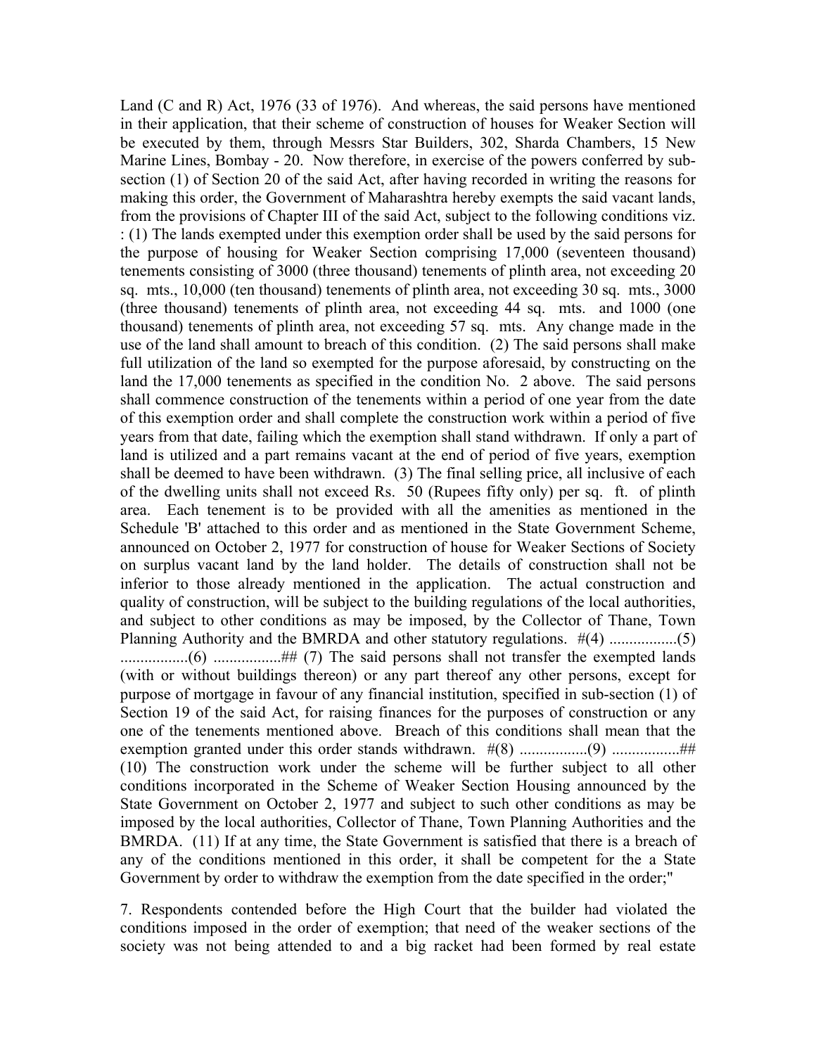Land (C and R) Act, 1976 (33 of 1976). And whereas, the said persons have mentioned in their application, that their scheme of construction of houses for Weaker Section will be executed by them, through Messrs Star Builders, 302, Sharda Chambers, 15 New Marine Lines, Bombay - 20. Now therefore, in exercise of the powers conferred by sub-section (1) of Section 20 of the said Act, after having recorded in writing the reasons for making this order, the Government of Maharashtra hereby exempts the said vacant lands, from the provisions of Chapter III of the said Act, subject to the following conditions viz. : (1) The lands exempted under this exemption order shall be used by the said persons for the purpose of housing for Weaker Section comprising 17,000 (seventeen thousand) tenements consisting of 3000 (three thousand) tenements of plinth area, not exceeding 20 sq. mts., 10,000 (ten thousand) tenements of plinth area, not exceeding 30 sq. mts., 3000 (three thousand) tenements of plinth area, not exceeding 44 sq. mts. and 1000 (one thousand) tenements of plinth area, not exceeding 57 sq. mts. Any change made in the use of the land shall amount to breach of this condition. (2) The said persons shall make full utilization of the land so exempted for the purpose aforesaid, by constructing on the land the 17,000 tenements as specified in the condition No. 2 above. The said persons shall commence construction of the tenements within a period of one year from the date of this exemption order and shall complete the construction work within a period of five years from that date, failing which the exemption shall stand withdrawn. If only a part of land is utilized and a part remains vacant at the end of period of five years, exemption shall be deemed to have been withdrawn. (3) The final selling price, all inclusive of each of the dwelling units shall not exceed Rs. 50 (Rupees fifty only) per sq. ft. of plinth area. Each tenement is to be provided with all the amenities as mentioned in the Schedule 'B' attached to this order and as mentioned in the State Government Scheme, announced on October 2, 1977 for construction of house for Weaker Sections of Society on surplus vacant land by the land holder. The details of construction shall not be inferior to those already mentioned in the application. The actual construction and quality of construction, will be subject to the building regulations of the local authorities, and subject to other conditions as may be imposed, by the Collector of Thane, Town Planning Authority and the BMRDA and other statutory regulations. #(4) .................(5) .................(6) .................## (7) The said persons shall not transfer the exempted lands (with or without buildings thereon) or any part thereof any other persons, except for purpose of mortgage in favour of any financial institution, specified in sub-section (1) of Section 19 of the said Act, for raising finances for the purposes of construction or any one of the tenements mentioned above. Breach of this conditions shall mean that the exemption granted under this order stands withdrawn. #(8) .................(9) .................## (10) The construction work under the scheme will be further subject to all other conditions incorporated in the Scheme of Weaker Section Housing announced by the State Government on October 2, 1977 and subject to such other conditions as may be imposed by the local authorities, Collector of Thane, Town Planning Authorities and the BMRDA. (11) If at any time, the State Government is satisfied that there is a breach of any of the conditions mentioned in this order, it shall be competent for the a State Government by order to withdraw the exemption from the date specified in the order;"

7. Respondents contended before the High Court that the builder had violated the conditions imposed in the order of exemption; that need of the weaker sections of the society was not being attended to and a big racket had been formed by real estate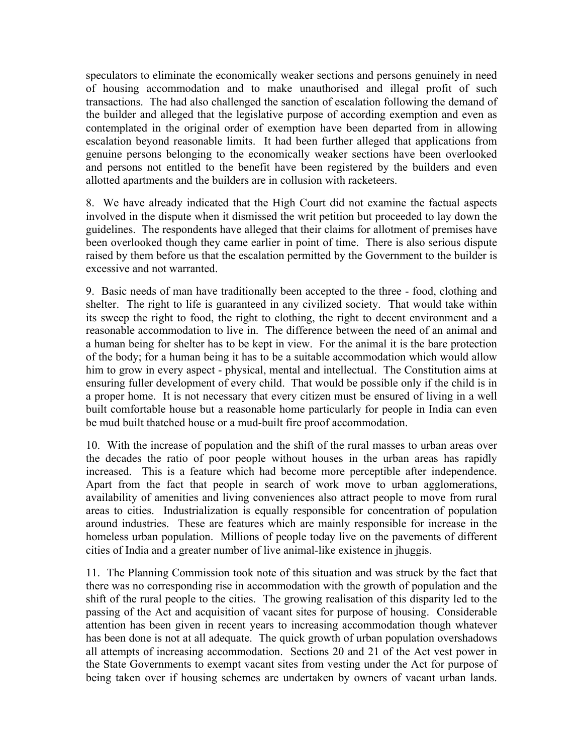speculators to eliminate the economically weaker sections and persons genuinely in need of housing accommodation and to make unauthorised and illegal profit of such transactions. The had also challenged the sanction of escalation following the demand of the builder and alleged that the legislative purpose of according exemption and even as contemplated in the original order of exemption have been departed from in allowing escalation beyond reasonable limits. It had been further alleged that applications from genuine persons belonging to the economically weaker sections have been overlooked and persons not entitled to the benefit have been registered by the builders and even allotted apartments and the builders are in collusion with racketeers.

8. We have already indicated that the High Court did not examine the factual aspects involved in the dispute when it dismissed the writ petition but proceeded to lay down the guidelines. The respondents have alleged that their claims for allotment of premises have been overlooked though they came earlier in point of time. There is also serious dispute raised by them before us that the escalation permitted by the Government to the builder is excessive and not warranted.

9. Basic needs of man have traditionally been accepted to the three - food, clothing and shelter. The right to life is guaranteed in any civilized society. That would take within its sweep the right to food, the right to clothing, the right to decent environment and a reasonable accommodation to live in. The difference between the need of an animal and a human being for shelter has to be kept in view. For the animal it is the bare protection of the body; for a human being it has to be a suitable accommodation which would allow him to grow in every aspect - physical, mental and intellectual. The Constitution aims at ensuring fuller development of every child. That would be possible only if the child is in a proper home. It is not necessary that every citizen must be ensured of living in a well built comfortable house but a reasonable home particularly for people in India can even be mud built thatched house or a mud-built fire proof accommodation.

10. With the increase of population and the shift of the rural masses to urban areas over the decades the ratio of poor people without houses in the urban areas has rapidly increased. This is a feature which had become more perceptible after independence. Apart from the fact that people in search of work move to urban agglomerations, availability of amenities and living conveniences also attract people to move from rural areas to cities. Industrialization is equally responsible for concentration of population around industries. These are features which are mainly responsible for increase in the homeless urban population. Millions of people today live on the pavements of different cities of India and a greater number of live animal-like existence in jhuggis.

11. The Planning Commission took note of this situation and was struck by the fact that there was no corresponding rise in accommodation with the growth of population and the shift of the rural people to the cities. The growing realisation of this disparity led to the passing of the Act and acquisition of vacant sites for purpose of housing. Considerable attention has been given in recent years to increasing accommodation though whatever has been done is not at all adequate. The quick growth of urban population overshadows all attempts of increasing accommodation. Sections 20 and 21 of the Act vest power in the State Governments to exempt vacant sites from vesting under the Act for purpose of being taken over if housing schemes are undertaken by owners of vacant urban lands.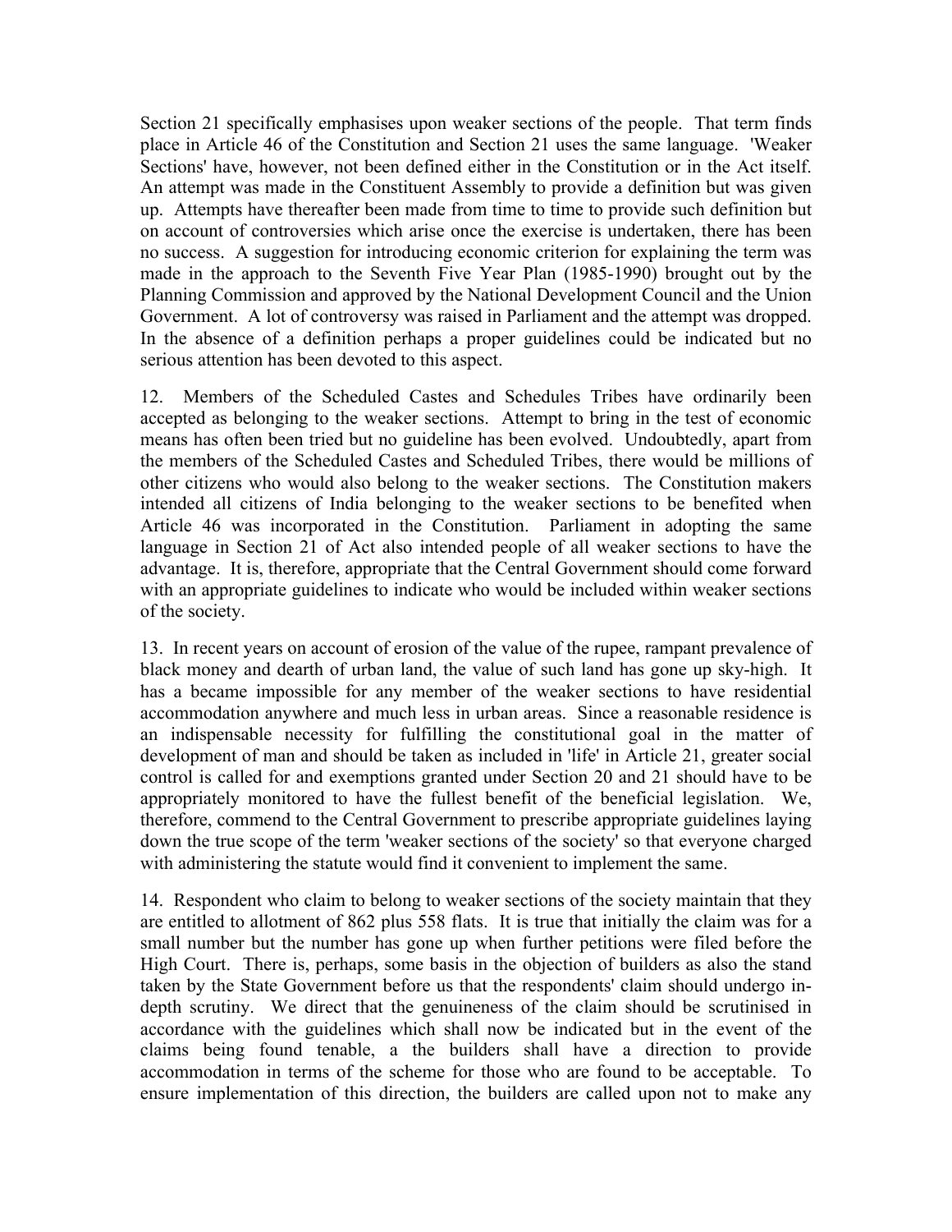Section 21 specifically emphasises upon weaker sections of the people. That term finds place in Article 46 of the Constitution and Section 21 uses the same language. 'Weaker Sections' have, however, not been defined either in the Constitution or in the Act itself. An attempt was made in the Constituent Assembly to provide a definition but was given up. Attempts have thereafter been made from time to time to provide such definition but on account of controversies which arise once the exercise is undertaken, there has been no success. A suggestion for introducing economic criterion for explaining the term was made in the approach to the Seventh Five Year Plan (1985-1990) brought out by the Planning Commission and approved by the National Development Council and the Union Government. A lot of controversy was raised in Parliament and the attempt was dropped. In the absence of a definition perhaps a proper guidelines could be indicated but no serious attention has been devoted to this aspect.

12. Members of the Scheduled Castes and Schedules Tribes have ordinarily been accepted as belonging to the weaker sections. Attempt to bring in the test of economic means has often been tried but no guideline has been evolved. Undoubtedly, apart from the members of the Scheduled Castes and Scheduled Tribes, there would be millions of other citizens who would also belong to the weaker sections. The Constitution makers intended all citizens of India belonging to the weaker sections to be benefited when Article 46 was incorporated in the Constitution. Parliament in adopting the same language in Section 21 of Act also intended people of all weaker sections to have the advantage. It is, therefore, appropriate that the Central Government should come forward with an appropriate guidelines to indicate who would be included within weaker sections of the society.

13. In recent years on account of erosion of the value of the rupee, rampant prevalence of black money and dearth of urban land, the value of such land has gone up sky-high. It has a became impossible for any member of the weaker sections to have residential accommodation anywhere and much less in urban areas. Since a reasonable residence is an indispensable necessity for fulfilling the constitutional goal in the matter of development of man and should be taken as included in 'life' in Article 21, greater social control is called for and exemptions granted under Section 20 and 21 should have to be appropriately monitored to have the fullest benefit of the beneficial legislation. We, therefore, commend to the Central Government to prescribe appropriate guidelines laying down the true scope of the term 'weaker sections of the society' so that everyone charged with administering the statute would find it convenient to implement the same.

14. Respondent who claim to belong to weaker sections of the society maintain that they are entitled to allotment of 862 plus 558 flats. It is true that initially the claim was for a small number but the number has gone up when further petitions were filed before the High Court. There is, perhaps, some basis in the objection of builders as also the stand taken by the State Government before us that the respondents' claim should undergo in-depth scrutiny. We direct that the genuineness of the claim should be scrutinised in accordance with the guidelines which shall now be indicated but in the event of the claims being found tenable, a the builders shall have a direction to provide accommodation in terms of the scheme for those who are found to be acceptable. To ensure implementation of this direction, the builders are called upon not to make any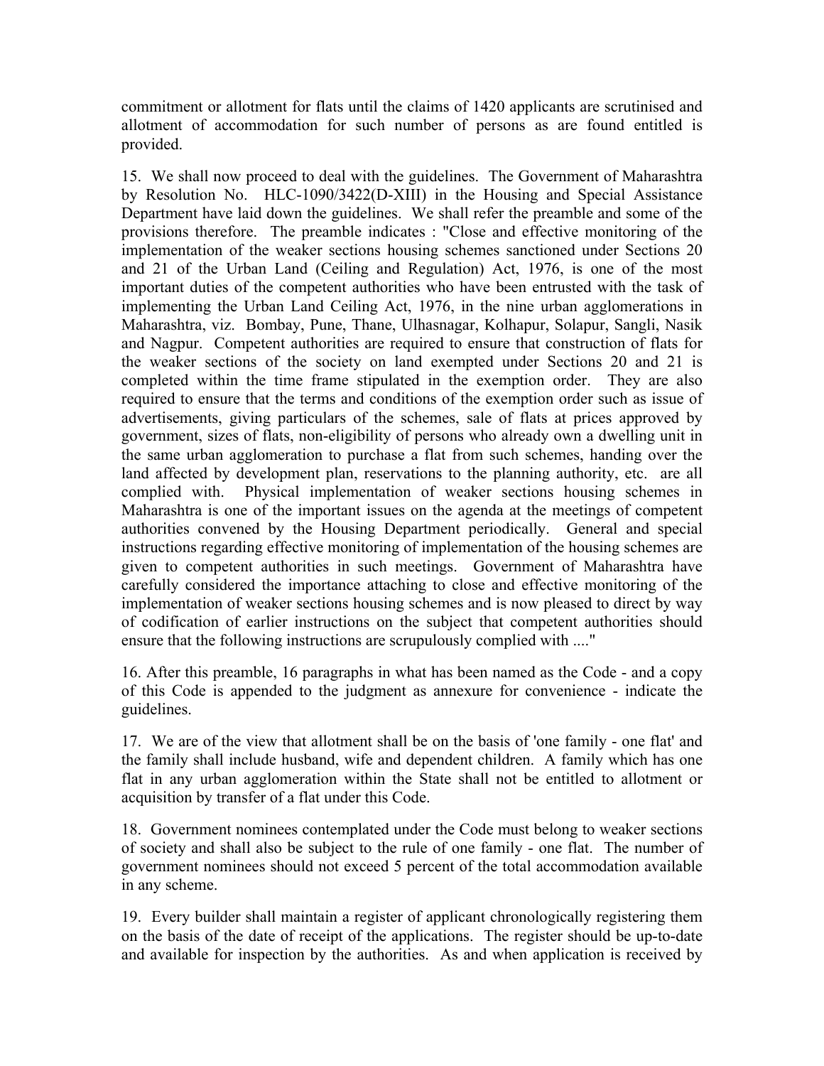commitment or allotment for flats until the claims of 1420 applicants are scrutinised and allotment of accommodation for such number of persons as are found entitled is provided.

15. We shall now proceed to deal with the guidelines. The Government of Maharashtra by Resolution No. HLC-1090/3422(D-XIII) in the Housing and Special Assistance Department have laid down the guidelines. We shall refer the preamble and some of the provisions therefore. The preamble indicates : "Close and effective monitoring of the implementation of the weaker sections housing schemes sanctioned under Sections 20 and 21 of the Urban Land (Ceiling and Regulation) Act, 1976, is one of the most important duties of the competent authorities who have been entrusted with the task of implementing the Urban Land Ceiling Act, 1976, in the nine urban agglomerations in Maharashtra, viz. Bombay, Pune, Thane, Ulhasnagar, Kolhapur, Solapur, Sangli, Nasik and Nagpur. Competent authorities are required to ensure that construction of flats for the weaker sections of the society on land exempted under Sections 20 and 21 is completed within the time frame stipulated in the exemption order. They are also required to ensure that the terms and conditions of the exemption order such as issue of advertisements, giving particulars of the schemes, sale of flats at prices approved by government, sizes of flats, non-eligibility of persons who already own a dwelling unit in the same urban agglomeration to purchase a flat from such schemes, handing over the land affected by development plan, reservations to the planning authority, etc. are all complied with. Physical implementation of weaker sections housing schemes in Maharashtra is one of the important issues on the agenda at the meetings of competent authorities convened by the Housing Department periodically. General and special instructions regarding effective monitoring of implementation of the housing schemes are given to competent authorities in such meetings. Government of Maharashtra have carefully considered the importance attaching to close and effective monitoring of the implementation of weaker sections housing schemes and is now pleased to direct by way of codification of earlier instructions on the subject that competent authorities should ensure that the following instructions are scrupulously complied with ...."

16. After this preamble, 16 paragraphs in what has been named as the Code - and a copy of this Code is appended to the judgment as annexure for convenience - indicate the guidelines.

17. We are of the view that allotment shall be on the basis of 'one family - one flat' and the family shall include husband, wife and dependent children. A family which has one flat in any urban agglomeration within the State shall not be entitled to allotment or acquisition by transfer of a flat under this Code.

18. Government nominees contemplated under the Code must belong to weaker sections of society and shall also be subject to the rule of one family - one flat. The number of government nominees should not exceed 5 percent of the total accommodation available in any scheme.

19. Every builder shall maintain a register of applicant chronologically registering them on the basis of the date of receipt of the applications. The register should be up-to-date and available for inspection by the authorities. As and when application is received by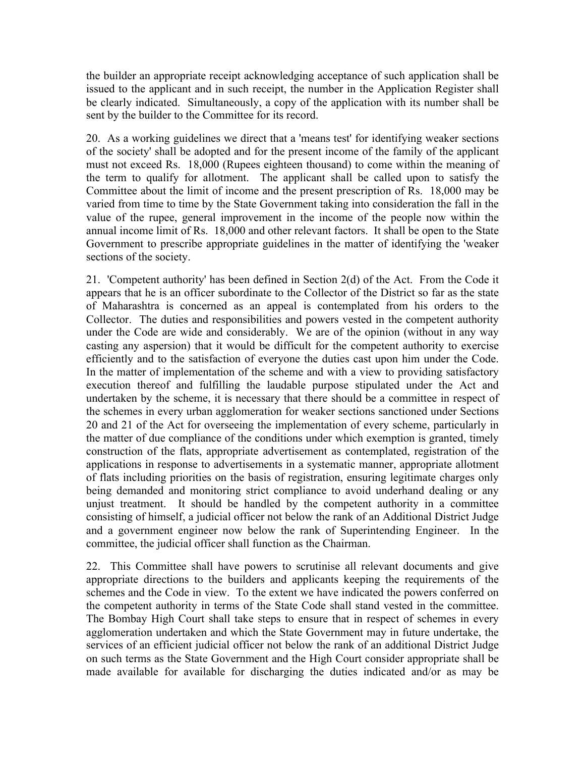the builder an appropriate receipt acknowledging acceptance of such application shall be issued to the applicant and in such receipt, the number in the Application Register shall be clearly indicated. Simultaneously, a copy of the application with its number shall be sent by the builder to the Committee for its record.

20. As a working guidelines we direct that a 'means test' for identifying weaker sections of the society' shall be adopted and for the present income of the family of the applicant must not exceed Rs. 18,000 (Rupees eighteen thousand) to come within the meaning of the term to qualify for allotment. The applicant shall be called upon to satisfy the Committee about the limit of income and the present prescription of Rs. 18,000 may be varied from time to time by the State Government taking into consideration the fall in the value of the rupee, general improvement in the income of the people now within the annual income limit of Rs. 18,000 and other relevant factors. It shall be open to the State Government to prescribe appropriate guidelines in the matter of identifying the 'weaker sections of the society.

21. 'Competent authority' has been defined in Section 2(d) of the Act. From the Code it appears that he is an officer subordinate to the Collector of the District so far as the state of Maharashtra is concerned as an appeal is contemplated from his orders to the Collector. The duties and responsibilities and powers vested in the competent authority under the Code are wide and considerably. We are of the opinion (without in any way casting any aspersion) that it would be difficult for the competent authority to exercise efficiently and to the satisfaction of everyone the duties cast upon him under the Code. In the matter of implementation of the scheme and with a view to providing satisfactory execution thereof and fulfilling the laudable purpose stipulated under the Act and undertaken by the scheme, it is necessary that there should be a committee in respect of the schemes in every urban agglomeration for weaker sections sanctioned under Sections 20 and 21 of the Act for overseeing the implementation of every scheme, particularly in the matter of due compliance of the conditions under which exemption is granted, timely construction of the flats, appropriate advertisement as contemplated, registration of the applications in response to advertisements in a systematic manner, appropriate allotment of flats including priorities on the basis of registration, ensuring legitimate charges only being demanded and monitoring strict compliance to avoid underhand dealing or any unjust treatment. It should be handled by the competent authority in a committee consisting of himself, a judicial officer not below the rank of an Additional District Judge and a government engineer now below the rank of Superintending Engineer. In the committee, the judicial officer shall function as the Chairman.

22. This Committee shall have powers to scrutinise all relevant documents and give appropriate directions to the builders and applicants keeping the requirements of the schemes and the Code in view. To the extent we have indicated the powers conferred on the competent authority in terms of the State Code shall stand vested in the committee. The Bombay High Court shall take steps to ensure that in respect of schemes in every agglomeration undertaken and which the State Government may in future undertake, the services of an efficient judicial officer not below the rank of an additional District Judge on such terms as the State Government and the High Court consider appropriate shall be made available for available for discharging the duties indicated and/or as may be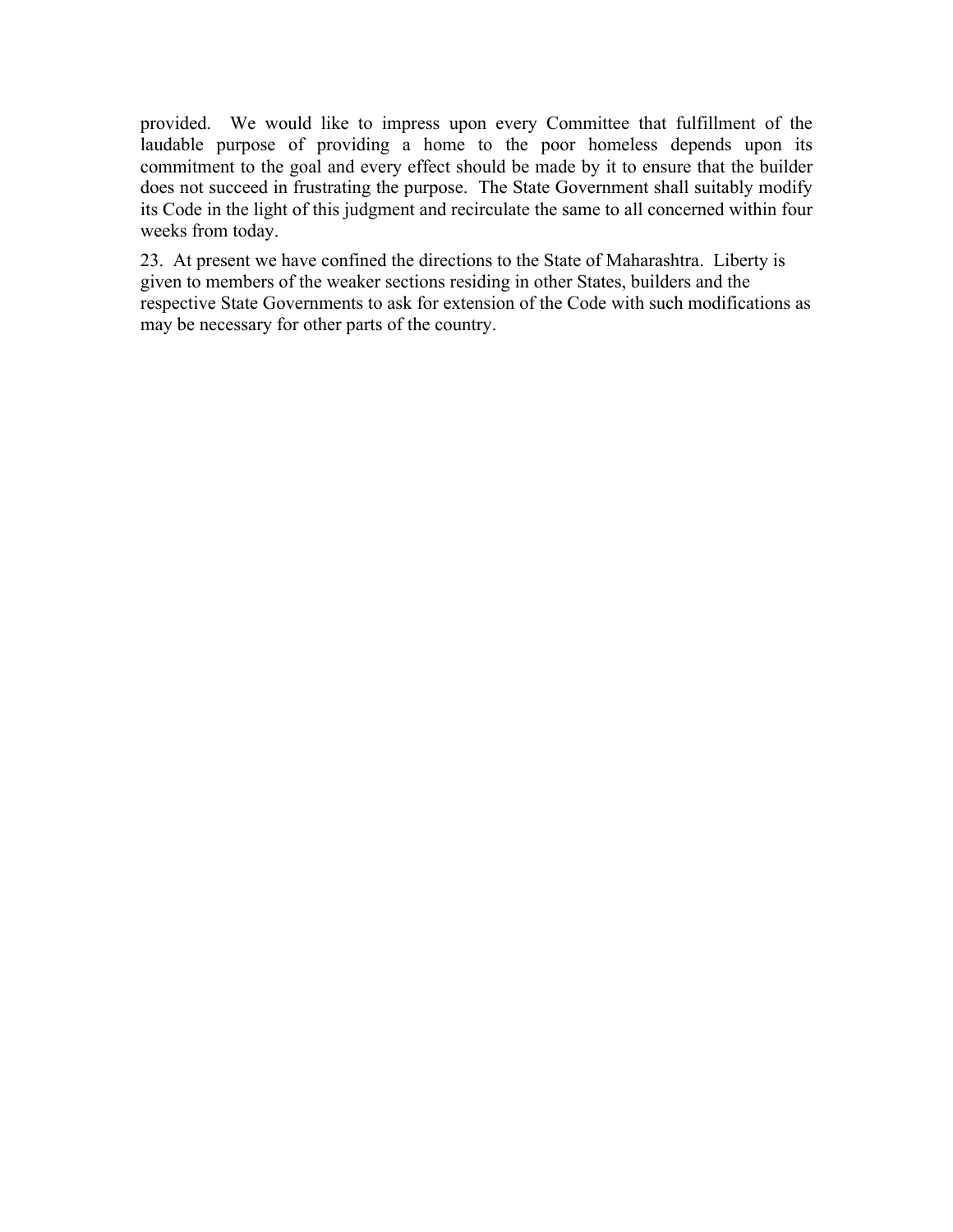provided. We would like to impress upon every Committee that fulfillment of the laudable purpose of providing a home to the poor homeless depends upon its commitment to the goal and every effect should be made by it to ensure that the builder does not succeed in frustrating the purpose. The State Government shall suitably modify its Code in the light of this judgment and recirculate the same to all concerned within four weeks from today.

23. At present we have confined the directions to the State of Maharashtra. Liberty is given to members of the weaker sections residing in other States, builders and the respective State Governments to ask for extension of the Code with such modifications as may be necessary for other parts of the country.